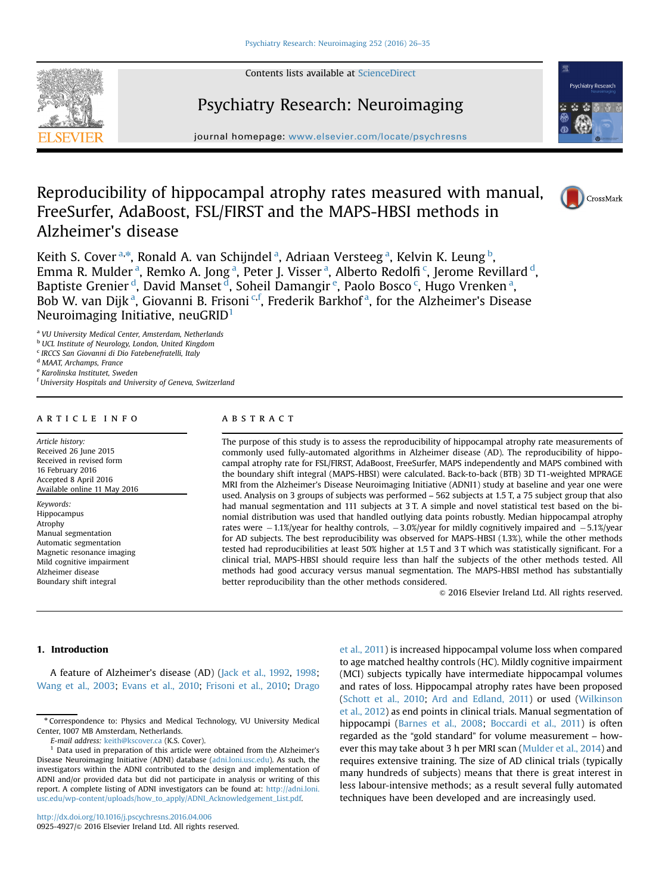# Reproducibility of hippocampal atrophy rates measured with manual, FreeSurfer, AdaBoost, FSL/FIRST and the MAPS-HBSI methods in Alzheimer's disease

Keith S. Cover [a,*], Ronald A. van Schijndel [a], Adriaan Versteeg [a], Kelvin K. Leung [b], Emma R. Mulder [a], Remko A. Jong [a], Peter J. Visser [a], Alberto Redolfi [c], Jerome Revillard [d], Baptiste Grenier [d], David Manset [d], Soheil Damangir [e], Paolo Bosco [c], Hugo Vrenken [a], Bob W. van Dijk [a], Giovanni B. Frisoni [c,f], Frederik Barkhof [a], for the Alzheimer's Disease Neuroimaging Initiative, neuGRID[1]

[a] VU University Medical Center, Amsterdam, Netherlands
[b] UCL Institute of Neurology, London, United Kingdom
[c] IRCCS San Giovanni di Dio Fatebenefratelli, Italy
[d] MAAT, Archamps, France
[e] Karolinska Institutet, Sweden
[f] University Hospitals and University of Geneva, Switzerland

**ARTICLE INFO**

*Article history:*
Received 26 June 2015
Received in revised form 16 February 2016
Accepted 8 April 2016
Available online 11 May 2016

*Keywords:*
Hippocampus
Atrophy
Manual segmentation
Automatic segmentation
Magnetic resonance imaging
Mild cognitive impairment
Alzheimer disease
Boundary shift integral

**ABSTRACT**

The purpose of this study is to assess the reproducibility of hippocampal atrophy rate measurements of commonly used fully-automated algorithms in Alzheimer disease (AD). The reproducibility of hippocampal atrophy rate for FSL/FIRST, AdaBoost, FreeSurfer, MAPS independently and MAPS combined with the boundary shift integral (MAPS-HBSI) were calculated. Back-to-back (BTB) 3D T1-weighted MPRAGE MRI from the Alzheimer's Disease Neuroimaging Initiative (ADNI1) study at baseline and year one were used. Analysis on 3 groups of subjects was performed – 562 subjects at 1.5 T, a 75 subject group that also had manual segmentation and 111 subjects at 3 T. A simple and novel statistical test based on the binomial distribution was used that handled outlying data points robustly. Median hippocampal atrophy rates were −1.1%/year for healthy controls, −3.0%/year for mildly cognitively impaired and −5.1%/year for AD subjects. The best reproducibility was observed for MAPS-HBSI (1.3%), while the other methods tested had reproducibilities at least 50% higher at 1.5 T and 3 T which was statistically significant. For a clinical trial, MAPS-HBSI should require less than half the subjects of the other methods tested. All methods had good accuracy versus manual segmentation. The MAPS-HBSI method has substantially better reproducibility than the other methods considered.

© 2016 Elsevier Ireland Ltd. All rights reserved.

## 1. Introduction

A feature of Alzheimer's disease (AD) (Jack et al., 1992, 1998; Wang et al., 2003; Evans et al., 2010; Frisoni et al., 2010; Drago et al., 2011) is increased hippocampal volume loss when compared to age matched healthy controls (HC). Mildly cognitive impairment (MCI) subjects typically have intermediate hippocampal volumes and rates of loss. Hippocampal atrophy rates have been proposed (Schott et al., 2010; Ard and Edland, 2011) or used (Wilkinson et al., 2012) as end points in clinical trials. Manual segmentation of hippocampi (Barnes et al., 2008; Boccardi et al., 2011) is often regarded as the "gold standard" for volume measurement – however this may take about 3 h per MRI scan (Mulder et al., 2014) and requires extensive training. The size of AD clinical trials (typically many hundreds of subjects) means that there is great interest in less labour-intensive methods; as a result several fully automated techniques have been developed and are increasingly used.

---

* Correspondence to: Physics and Medical Technology, VU University Medical Center, 1007 MB Amsterdam, Netherlands.
*E-mail address:* keith@kscover.ca (K.S. Cover).

[1] Data used in preparation of this article were obtained from the Alzheimer's Disease Neuroimaging Initiative (ADNI) database (adni.loni.usc.edu). As such, the investigators within the ADNI contributed to the design and implementation of ADNI and/or provided data but did not participate in analysis or writing of this report. A complete listing of ADNI investigators can be found at: http://adni.loni.usc.edu/wp-content/uploads/how_to_apply/ADNI_Acknowledgement_List.pdf.

http://dx.doi.org/10.1016/j.pscychresns.2016.04.006
0925-4927/© 2016 Elsevier Ireland Ltd. All rights reserved.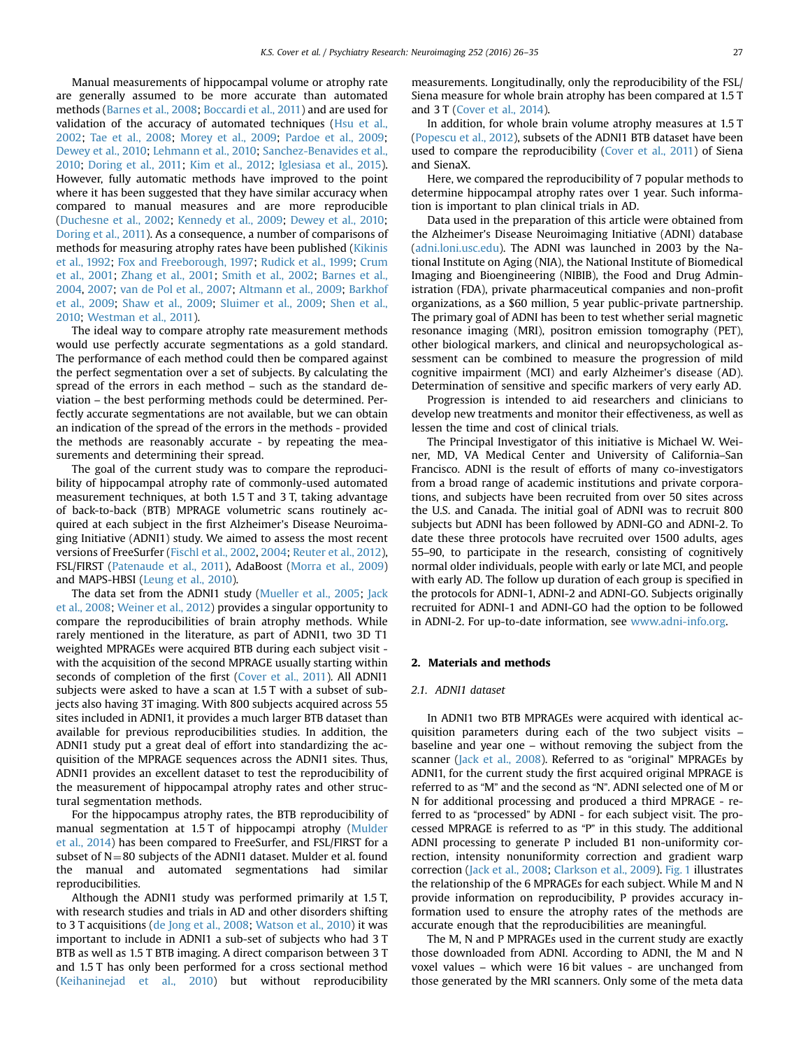Manual measurements of hippocampal volume or atrophy rate are generally assumed to be more accurate than automated methods (Barnes et al., 2008; Boccardi et al., 2011) and are used for validation of the accuracy of automated techniques (Hsu et al., 2002; Tae et al., 2008; Morey et al., 2009; Pardoe et al., 2009; Dewey et al., 2010; Lehmann et al., 2010; Sanchez-Benavides et al., 2010; Doring et al., 2011; Kim et al., 2012; Iglesiasa et al., 2015). However, fully automatic methods have improved to the point where it has been suggested that they have similar accuracy when compared to manual measures and are more reproducible (Duchesne et al., 2002; Kennedy et al., 2009; Dewey et al., 2010; Doring et al., 2011). As a consequence, a number of comparisons of methods for measuring atrophy rates have been published (Kikinis et al., 1992; Fox and Freeborough, 1997; Rudick et al., 1999; Crum et al., 2001; Zhang et al., 2001; Smith et al., 2002; Barnes et al., 2004, 2007; van de Pol et al., 2007; Altmann et al., 2009; Barkhof et al., 2009; Shaw et al., 2009; Sluimer et al., 2009; Shen et al., 2010; Westman et al., 2011).

The ideal way to compare atrophy rate measurement methods would use perfectly accurate segmentations as a gold standard. The performance of each method could then be compared against the perfect segmentation over a set of subjects. By calculating the spread of the errors in each method – such as the standard deviation – the best performing methods could be determined. Perfectly accurate segmentations are not available, but we can obtain an indication of the spread of the errors in the methods - provided the methods are reasonably accurate - by repeating the measurements and determining their spread.

The goal of the current study was to compare the reproducibility of hippocampal atrophy rate of commonly-used automated measurement techniques, at both 1.5 T and 3 T, taking advantage of back-to-back (BTB) MPRAGE volumetric scans routinely acquired at each subject in the first Alzheimer's Disease Neuroimaging Initiative (ADNI1) study. We aimed to assess the most recent versions of FreeSurfer (Fischl et al., 2002, 2004; Reuter et al., 2012), FSL/FIRST (Patenaude et al., 2011), AdaBoost (Morra et al., 2009) and MAPS-HBSI (Leung et al., 2010).

The data set from the ADNI1 study (Mueller et al., 2005; Jack et al., 2008; Weiner et al., 2012) provides a singular opportunity to compare the reproducibilities of brain atrophy methods. While rarely mentioned in the literature, as part of ADNI1, two 3D T1 weighted MPRAGEs were acquired BTB during each subject visit - with the acquisition of the second MPRAGE usually starting within seconds of completion of the first (Cover et al., 2011). All ADNI1 subjects were asked to have a scan at 1.5 T with a subset of subjects also having 3T imaging. With 800 subjects acquired across 55 sites included in ADNI1, it provides a much larger BTB dataset than available for previous reproducibilities studies. In addition, the ADNI1 study put a great deal of effort into standardizing the acquisition of the MPRAGE sequences across the ADNI1 sites. Thus, ADNI1 provides an excellent dataset to test the reproducibility of the measurement of hippocampal atrophy rates and other structural segmentation methods.

For the hippocampus atrophy rates, the BTB reproducibility of manual segmentation at 1.5 T of hippocampi atrophy (Mulder et al., 2014) has been compared to FreeSurfer, and FSL/FIRST for a subset of N = 80 subjects of the ADNI1 dataset. Mulder et al. found the manual and automated segmentations had similar reproducibilities.

Although the ADNI1 study was performed primarily at 1.5 T, with research studies and trials in AD and other disorders shifting to 3 T acquisitions (de Jong et al., 2008; Watson et al., 2010) it was important to include in ADNI1 a sub-set of subjects who had 3 T BTB as well as 1.5 T BTB imaging. A direct comparison between 3 T and 1.5 T has only been performed for a cross sectional method (Keihaninejad et al., 2010) but without reproducibility measurements. Longitudinally, only the reproducibility of the FSL/Siena measure for whole brain atrophy has been compared at 1.5 T and 3 T (Cover et al., 2014).

In addition, for whole brain volume atrophy measures at 1.5 T (Popescu et al., 2012), subsets of the ADNI1 BTB dataset have been used to compare the reproducibility (Cover et al., 2011) of Siena and SienaX.

Here, we compared the reproducibility of 7 popular methods to determine hippocampal atrophy rates over 1 year. Such information is important to plan clinical trials in AD.

Data used in the preparation of this article were obtained from the Alzheimer's Disease Neuroimaging Initiative (ADNI) database (adni.loni.usc.edu). The ADNI was launched in 2003 by the National Institute on Aging (NIA), the National Institute of Biomedical Imaging and Bioengineering (NIBIB), the Food and Drug Administration (FDA), private pharmaceutical companies and non-profit organizations, as a $60 million, 5 year public-private partnership. The primary goal of ADNI has been to test whether serial magnetic resonance imaging (MRI), positron emission tomography (PET), other biological markers, and clinical and neuropsychological assessment can be combined to measure the progression of mild cognitive impairment (MCI) and early Alzheimer's disease (AD). Determination of sensitive and specific markers of very early AD.

Progression is intended to aid researchers and clinicians to develop new treatments and monitor their effectiveness, as well as lessen the time and cost of clinical trials.

The Principal Investigator of this initiative is Michael W. Weiner, MD, VA Medical Center and University of California–San Francisco. ADNI is the result of efforts of many co-investigators from a broad range of academic institutions and private corporations, and subjects have been recruited from over 50 sites across the U.S. and Canada. The initial goal of ADNI was to recruit 800 subjects but ADNI has been followed by ADNI-GO and ADNI-2. To date these three protocols have recruited over 1500 adults, ages 55–90, to participate in the research, consisting of cognitively normal older individuals, people with early or late MCI, and people with early AD. The follow up duration of each group is specified in the protocols for ADNI-1, ADNI-2 and ADNI-GO. Subjects originally recruited for ADNI-1 and ADNI-GO had the option to be followed in ADNI-2. For up-to-date information, see www.adni-info.org.

## 2. Materials and methods

### 2.1. ADNI1 dataset

In ADNI1 two BTB MPRAGEs were acquired with identical acquisition parameters during each of the two subject visits – baseline and year one – without removing the subject from the scanner (Jack et al., 2008). Referred to as "original" MPRAGEs by ADNI1, for the current study the first acquired original MPRAGE is referred to as "M" and the second as "N". ADNI selected one of M or N for additional processing and produced a third MPRAGE - referred to as "processed" by ADNI - for each subject visit. The processed MPRAGE is referred to as "P" in this study. The additional ADNI processing to generate P included B1 non-uniformity correction, intensity nonuniformity correction and gradient warp correction (Jack et al., 2008; Clarkson et al., 2009). Fig. 1 illustrates the relationship of the 6 MPRAGEs for each subject. While M and N provide information on reproducibility, P provides accuracy information used to ensure the atrophy rates of the methods are accurate enough that the reproducibilities are meaningful.

The M, N and P MPRAGEs used in the current study are exactly those downloaded from ADNI. According to ADNI, the M and N voxel values – which were 16 bit values - are unchanged from those generated by the MRI scanners. Only some of the meta data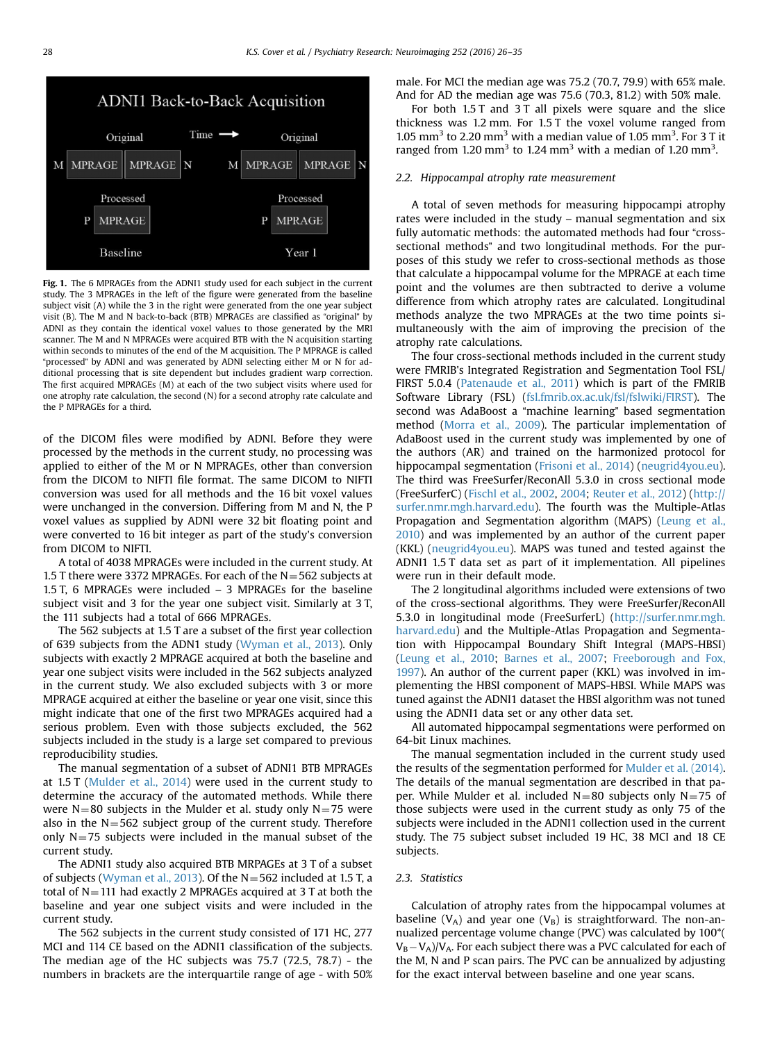**Fig. 1.** The 6 MPRAGEs from the ADNI1 study used for each subject in the current study. The 3 MPRAGEs in the left of the figure were generated from the baseline subject visit (A) while the 3 in the right were generated from the one year subject visit (B). The M and N back-to-back (BTB) MPRAGEs are classified as "original" by ADNI as they contain the identical voxel values to those generated by the MRI scanner. The M and N MPRAGEs were acquired BTB with the N acquisition starting within seconds to minutes of the end of the M acquisition. The P MPRAGE is called "processed" by ADNI and was generated by ADNI selecting either M or N for additional processing that is site dependent but includes gradient warp correction. The first acquired MPRAGEs (M) at each of the two subject visits where used for one atrophy rate calculation, the second (N) for a second atrophy rate calculate and the P MPRAGEs for a third.

of the DICOM files were modified by ADNI. Before they were processed by the methods in the current study, no processing was applied to either of the M or N MPRAGEs, other than conversion from the DICOM to NIFTI file format. The same DICOM to NIFTI conversion was used for all methods and the 16 bit voxel values were unchanged in the conversion. Differing from M and N, the P voxel values as supplied by ADNI were 32 bit floating point and were converted to 16 bit integer as part of the study's conversion from DICOM to NIFTI.

A total of 4038 MPRAGEs were included in the current study. At 1.5 T there were 3372 MPRAGEs. For each of the N=562 subjects at 1.5 T, 6 MPRAGEs were included – 3 MPRAGEs for the baseline subject visit and 3 for the year one subject visit. Similarly at 3 T, the 111 subjects had a total of 666 MPRAGEs.

The 562 subjects at 1.5 T are a subset of the first year collection of 639 subjects from the ADNI1 study (Wyman et al., 2013). Only subjects with exactly 2 MPRAGE acquired at both the baseline and year one subject visits were included in the 562 subjects analyzed in the current study. We also excluded subjects with 3 or more MPRAGE acquired at either the baseline or year one visit, since this might indicate that one of the first two MPRAGEs acquired had a serious problem. Even with those subjects excluded, the 562 subjects included in the study is a large set compared to previous reproducibility studies.

The manual segmentation of a subset of ADNI1 BTB MPRAGEs at 1.5 T (Mulder et al., 2014) were used in the current study to determine the accuracy of the automated methods. While there were N=80 subjects in the Mulder et al. study only N=75 were also in the N=562 subject group of the current study. Therefore only N=75 subjects were included in the manual subset of the current study.

The ADNI1 study also acquired BTB MRPAGEs at 3 T of a subset of subjects (Wyman et al., 2013). Of the N=562 included at 1.5 T, a total of N=111 had exactly 2 MPRAGEs acquired at 3 T at both the baseline and year one subject visits and were included in the current study.

The 562 subjects in the current study consisted of 171 HC, 277 MCI and 114 CE based on the ADNI1 classification of the subjects. The median age of the HC subjects was 75.7 (72.5, 78.7) - the numbers in brackets are the interquartile range of age - with 50% male. For MCI the median age was 75.2 (70.7, 79.9) with 65% male. And for AD the median age was 75.6 (70.3, 81.2) with 50% male.

For both 1.5 T and 3 T all pixels were square and the slice thickness was 1.2 mm. For 1.5 T the voxel volume ranged from 1.05 $mm^3$ to 2.20 $mm^3$ with a median value of 1.05 $mm^3$. For 3 T it ranged from 1.20 $mm^3$ to 1.24 $mm^3$ with a median of 1.20 $mm^3$.

### 2.2. Hippocampal atrophy rate measurement

A total of seven methods for measuring hippocampi atrophy rates were included in the study – manual segmentation and six fully automatic methods: the automated methods had four "cross-sectional methods" and two longitudinal methods. For the purposes of this study we refer to cross-sectional methods as those that calculate a hippocampal volume for the MPRAGE at each time point and the volumes are then subtracted to derive a volume difference from which atrophy rates are calculated. Longitudinal methods analyze the two MPRAGEs at the two time points simultaneously with the aim of improving the precision of the atrophy rate calculations.

The four cross-sectional methods included in the current study were FMRIB's Integrated Registration and Segmentation Tool FSL/FIRST 5.0.4 (Patenaude et al., 2011) which is part of the FMRIB Software Library (FSL) (fsl.fmrib.ox.ac.uk/fsl/fslwiki/FIRST). The second was AdaBoost a "machine learning" based segmentation method (Morra et al., 2009). The particular implementation of AdaBoost used in the current study was implemented by one of the authors (AR) and trained on the harmonized protocol for hippocampal segmentation (Frisoni et al., 2014) (neugrid4you.eu). The third was FreeSurfer/ReconAll 5.3.0 in cross sectional mode (FreeSurferC) (Fischl et al., 2002, 2004; Reuter et al., 2012) (http://surfer.nmr.mgh.harvard.edu). The fourth was the Multiple-Atlas Propagation and Segmentation algorithm (MAPS) (Leung et al., 2010) and was implemented by an author of the current paper (KKL) (neugrid4you.eu). MAPS was tuned and tested against the ADNI1 1.5 T data set as part of it implementation. All pipelines were run in their default mode.

The 2 longitudinal algorithms included were extensions of two of the cross-sectional algorithms. They were FreeSurfer/ReconAll 5.3.0 in longitudinal mode (FreeSurferL) (http://surfer.nmr.mgh.harvard.edu) and the Multiple-Atlas Propagation and Segmentation with Hippocampal Boundary Shift Integral (MAPS-HBSI) (Leung et al., 2010; Barnes et al., 2007; Freeborough and Fox, 1997). An author of the current paper (KKL) was involved in implementing the HBSI component of MAPS-HBSI. While MAPS was tuned against the ADNI1 dataset the HBSI algorithm was not tuned using the ADNI1 data set or any other data set.

All automated hippocampal segmentations were performed on 64-bit Linux machines.

The manual segmentation included in the current study used the results of the segmentation performed for Mulder et al. (2014). The details of the manual segmentation are described in that paper. While Mulder et al. included N=80 subjects only N=75 of those subjects were used in the current study as only 75 of the subjects were included in the ADNI1 collection used in the current study. The 75 subject subset included 19 HC, 38 MCI and 18 CE subjects.

### 2.3. Statistics

Calculation of atrophy rates from the hippocampal volumes at baseline ($V_A$) and year one ($V_B$) is straightforward. The non-annualized percentage volume change (PVC) was calculated by $100*(V_B - V_A)/V_A$. For each subject there was a PVC calculated for each of the M, N and P scan pairs. The PVC can be annualized by adjusting for the exact interval between baseline and one year scans.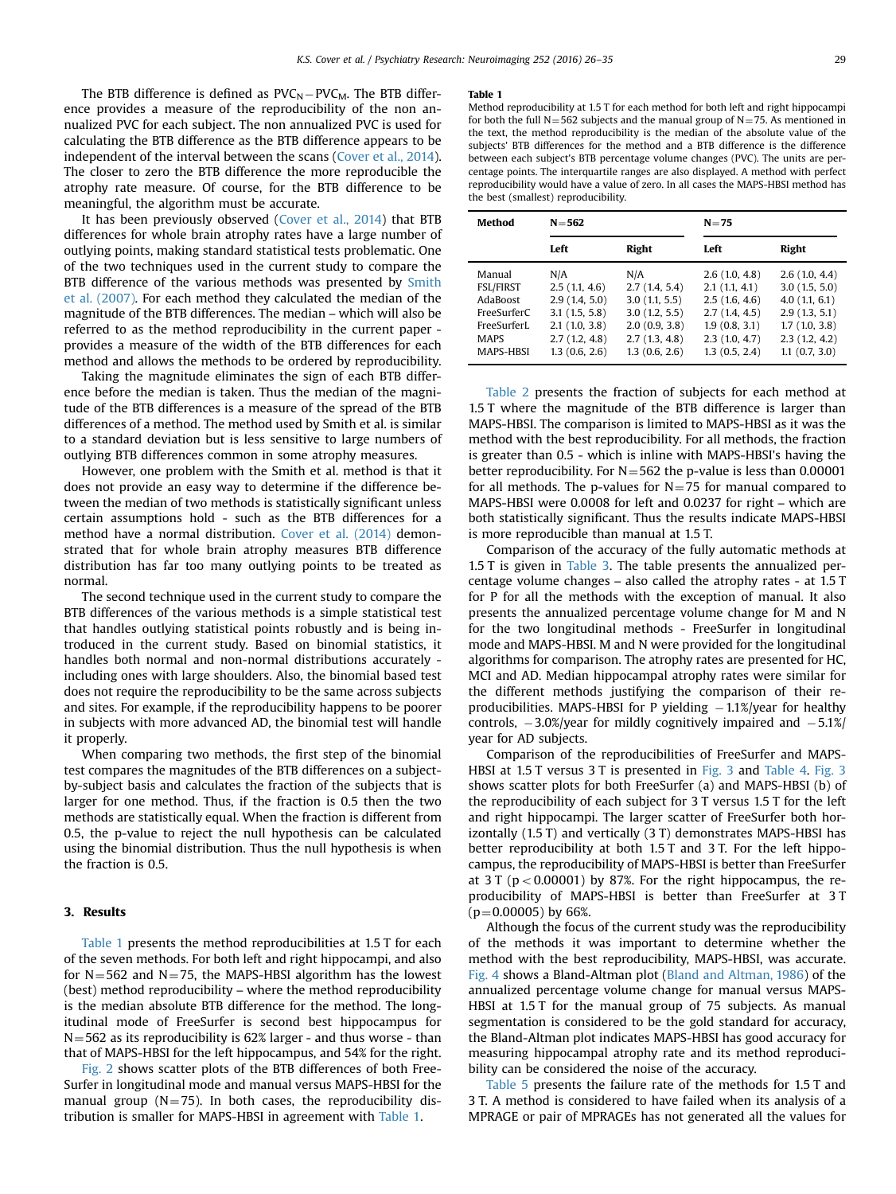The BTB difference is defined as $PVC_N - PVC_M$. The BTB difference provides a measure of the reproducibility of the non annualized PVC for each subject. The non annualized PVC is used for calculating the BTB difference as the BTB difference appears to be independent of the interval between the scans (Cover et al., 2014). The closer to zero the BTB difference the more reproducible the atrophy rate measure. Of course, for the BTB difference to be meaningful, the algorithm must be accurate.

It has been previously observed (Cover et al., 2014) that BTB differences for whole brain atrophy rates have a large number of outlying points, making standard statistical tests problematic. One of the two techniques used in the current study to compare the BTB difference of the various methods was presented by Smith et al. (2007). For each method they calculated the median of the magnitude of the BTB differences. The median – which will also be referred to as the method reproducibility in the current paper - provides a measure of the width of the BTB differences for each method and allows the methods to be ordered by reproducibility.

Taking the magnitude eliminates the sign of each BTB difference before the median is taken. Thus the median of the magnitude of the BTB differences is a measure of the spread of the BTB differences of a method. The method used by Smith et al. is similar to a standard deviation but is less sensitive to large numbers of outlying BTB differences common in some atrophy measures.

However, one problem with the Smith et al. method is that it does not provide an easy way to determine if the difference between the median of two methods is statistically significant unless certain assumptions hold - such as the BTB differences for a method have a normal distribution. Cover et al. (2014) demonstrated that for whole brain atrophy measures BTB difference distribution has far too many outlying points to be treated as normal.

The second technique used in the current study to compare the BTB differences of the various methods is a simple statistical test that handles outlying statistical points robustly and is being introduced in the current study. Based on binomial statistics, it handles both normal and non-normal distributions accurately - including ones with large shoulders. Also, the binomial based test does not require the reproducibility to be the same across subjects and sites. For example, if the reproducibility happens to be poorer in subjects with more advanced AD, the binomial test will handle it properly.

When comparing two methods, the first step of the binomial test compares the magnitudes of the BTB differences on a subject-by-subject basis and calculates the fraction of the subjects that is larger for one method. Thus, if the fraction is 0.5 then the two methods are statistically equal. When the fraction is different from 0.5, the p-value to reject the null hypothesis can be calculated using the binomial distribution. Thus the null hypothesis is when the fraction is 0.5.

## 3. Results

Table 1 presents the method reproducibilities at 1.5 T for each of the seven methods. For both left and right hippocampi, and also for N=562 and N=75, the MAPS-HBSI algorithm has the lowest (best) method reproducibility – where the method reproducibility is the median absolute BTB difference for the method. The longitudinal mode of FreeSurfer is second best hippocampus for N=562 as its reproducibility is 62% larger - and thus worse - than that of MAPS-HBSI for the left hippocampus, and 54% for the right.

Fig. 2 shows scatter plots of the BTB differences of both FreeSurfer in longitudinal mode and manual versus MAPS-HBSI for the manual group (N=75). In both cases, the reproducibility distribution is smaller for MAPS-HBSI in agreement with Table 1.

**Table 1**
Method reproducibility at 1.5 T for each method for both left and right hippocampi for both the full N=562 subjects and the manual group of N=75. As mentioned in the text, the method reproducibility is the median of the absolute value of the subjects' BTB differences for the method and a BTB difference is the difference between each subject's BTB percentage volume changes (PVC). The units are percentage points. The interquartile ranges are also displayed. A method with perfect reproducibility would have a value of zero. In all cases the MAPS-HBSI method has the best (smallest) reproducibility.

| Method | N=562 | | N=75 | |
|---|---|---|---|---|
| | Left | Right | Left | Right |
| Manual | N/A | N/A | 2.6 (1.0, 4.8) | 2.6 (1.0, 4.4) |
| FSL/FIRST | 2.5 (1.1, 4.6) | 2.7 (1.4, 5.4) | 2.1 (1.1, 4.1) | 3.0 (1.5, 5.0) |
| AdaBoost | 2.9 (1.4, 5.0) | 3.0 (1.1, 5.5) | 2.5 (1.6, 4.6) | 4.0 (1.1, 6.1) |
| FreeSurferC | 3.1 (1.5, 5.8) | 3.0 (1.2, 5.5) | 2.7 (1.4, 4.5) | 2.9 (1.3, 5.1) |
| FreeSurferL | 2.1 (1.0, 3.8) | 2.0 (0.9, 3.8) | 1.9 (0.8, 3.1) | 1.7 (1.0, 3.8) |
| MAPS | 2.7 (1.2, 4.8) | 2.7 (1.3, 4.8) | 2.3 (1.0, 4.7) | 2.3 (1.2, 4.2) |
| MAPS-HBSI | 1.3 (0.6, 2.6) | 1.3 (0.6, 2.6) | 1.3 (0.5, 2.4) | 1.1 (0.7, 3.0) |

Table 2 presents the fraction of subjects for each method at 1.5 T where the magnitude of the BTB difference is larger than MAPS-HBSI. The comparison is limited to MAPS-HBSI as it was the method with the best reproducibility. For all methods, the fraction is greater than 0.5 - which is inline with MAPS-HBSI's having the better reproducibility. For N=562 the p-value is less than 0.00001 for all methods. The p-values for N=75 for manual compared to MAPS-HBSI were 0.0008 for left and 0.0237 for right – which are both statistically significant. Thus the results indicate MAPS-HBSI is more reproducible than manual at 1.5 T.

Comparison of the accuracy of the fully automatic methods at 1.5 T is given in Table 3. The table presents the annualized percentage volume changes – also called the atrophy rates - at 1.5 T for P for all the methods with the exception of manual. It also presents the annualized percentage volume change for M and N for the two longitudinal methods - FreeSurfer in longitudinal mode and MAPS-HBSI. M and N were provided for the longitudinal algorithms for comparison. The atrophy rates are presented for HC, MCI and AD. Median hippocampal atrophy rates were similar for the different methods justifying the comparison of their reproducibilities. MAPS-HBSI for P yielding −1.1%/year for healthy controls, −3.0%/year for mildly cognitively impaired and −5.1%/year for AD subjects.

Comparison of the reproducibilities of FreeSurfer and MAPS-HBSI at 1.5 T versus 3 T is presented in Fig. 3 and Table 4. Fig. 3 shows scatter plots for both FreeSurfer (a) and MAPS-HBSI (b) of the reproducibility of each subject for 3 T versus 1.5 T for the left and right hippocampi. The larger scatter of FreeSurfer both horizontally (1.5 T) and vertically (3 T) demonstrates MAPS-HBSI has better reproducibility at both 1.5 T and 3 T. For the left hippocampus, the reproducibility of MAPS-HBSI is better than FreeSurfer at 3 T ($p < 0.00001$) by 87%. For the right hippocampus, the reproducibility of MAPS-HBSI is better than FreeSurfer at 3 T ($p = 0.00005$) by 66%.

Although the focus of the current study was the reproducibility of the methods it was important to determine whether the method with the best reproducibility, MAPS-HBSI, was accurate. Fig. 4 shows a Bland-Altman plot (Bland and Altman, 1986) of the annualized percentage volume change for manual versus MAPS-HBSI at 1.5 T for the manual group of 75 subjects. As manual segmentation is considered to be the gold standard for accuracy, the Bland-Altman plot indicates MAPS-HBSI has good accuracy for measuring hippocampal atrophy rate and its method reproducibility can be considered the noise of the accuracy.

Table 5 presents the failure rate of the methods for 1.5 T and 3 T. A method is considered to have failed when its analysis of a MPRAGE or pair of MPRAGEs has not generated all the values for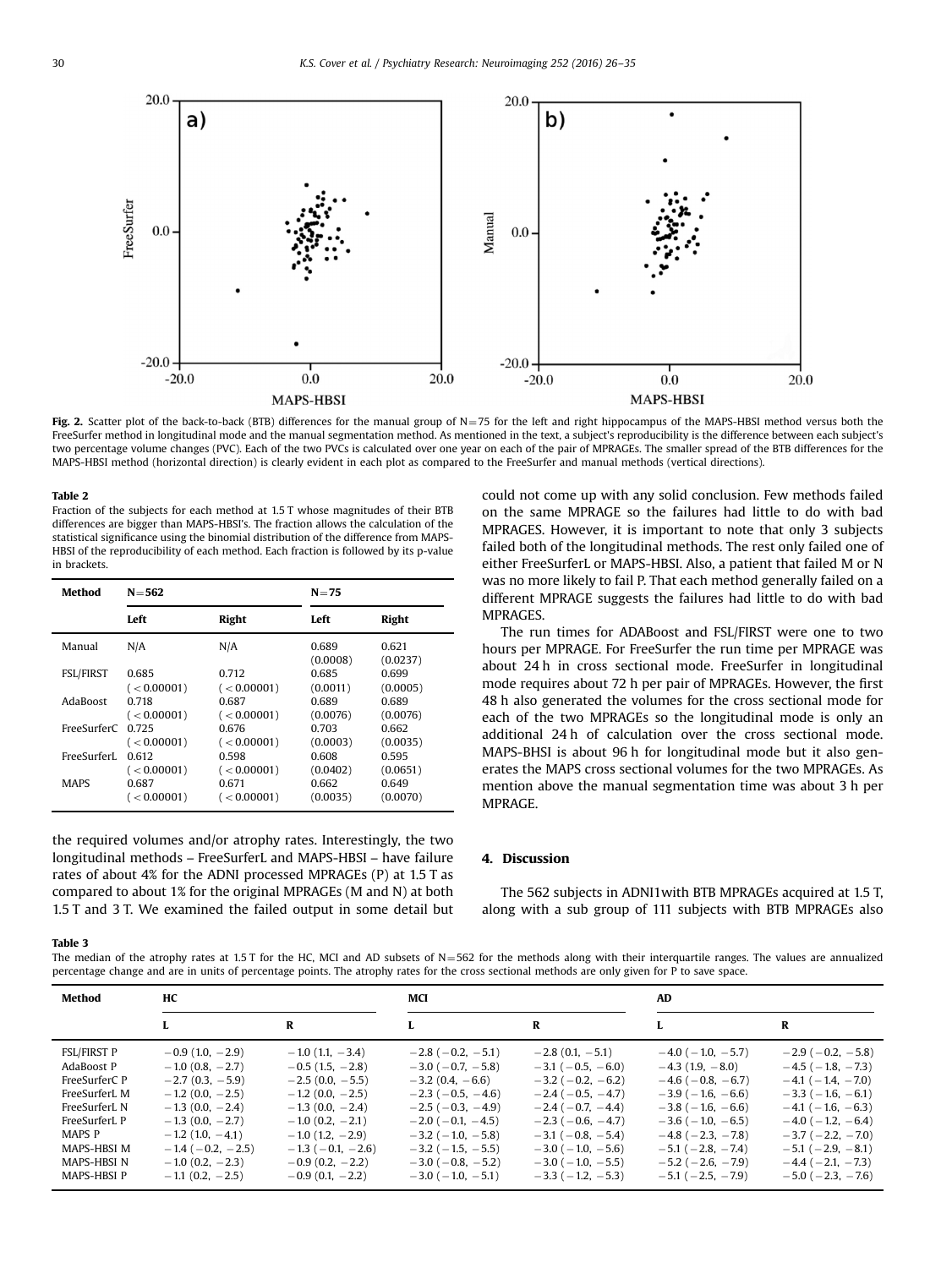**Fig. 2.** Scatter plot of the back-to-back (BTB) differences for the manual group of N=75 for the left and right hippocampus of the MAPS-HBSI method versus both the FreeSurfer method in longitudinal mode and the manual segmentation method. As mentioned in the text, a subject's reproducibility is the difference between each subject's two percentage volume changes (PVC). Each of the two PVCs is calculated over one year on each of the pair of MPRAGEs. The smaller spread of the BTB differences for the MAPS-HBSI method (horizontal direction) is clearly evident in each plot as compared to the FreeSurfer and manual methods (vertical directions).

**Table 2**
Fraction of the subjects for each method at 1.5 T whose magnitudes of their BTB differences are bigger than MAPS-HBSI's. The fraction allows the calculation of the statistical significance using the binomial distribution of the difference from MAPS-HBSI of the reproducibility of each method. Each fraction is followed by its p-value in brackets.

| Method | N=562 | | N=75 | |
|---|---|---|---|---|
| | Left | Right | Left | Right |
| Manual | N/A | N/A | 0.689 (0.0008) | 0.621 (0.0237) |
| FSL/FIRST | 0.685 (<0.00001) | 0.712 (<0.00001) | 0.685 (0.0011) | 0.699 (0.0005) |
| AdaBoost | 0.718 (<0.00001) | 0.687 (<0.00001) | 0.689 (0.0076) | 0.689 (0.0076) |
| FreeSurferC | 0.725 (<0.00001) | 0.676 (<0.00001) | 0.703 (0.0003) | 0.662 (0.0035) |
| FreeSurferL | 0.612 (<0.00001) | 0.598 (<0.00001) | 0.608 (0.0402) | 0.595 (0.0651) |
| MAPS | 0.687 (<0.00001) | 0.671 (<0.00001) | 0.662 (0.0035) | 0.649 (0.0070) |

the required volumes and/or atrophy rates. Interestingly, the two longitudinal methods – FreeSurferL and MAPS-HBSI – have failure rates of about 4% for the ADNI processed MPRAGEs (P) at 1.5 T as compared to about 1% for the original MPRAGEs (M and N) at both 1.5 T and 3 T. We examined the failed output in some detail but could not come up with any solid conclusion. Few methods failed on the same MPRAGE so the failures had little to do with bad MPRAGES. However, it is important to note that only 3 subjects failed both of the longitudinal methods. The rest only failed one of either FreeSurferL or MAPS-HBSI. Also, a patient that failed M or N was no more likely to fail P. That each method generally failed on a different MPRAGE suggests the failures had little to do with bad MPRAGES.

The run times for ADABoost and FSL/FIRST were one to two hours per MPRAGE. For FreeSurfer the run time per MPRAGE was about 24 h in cross sectional mode. FreeSurfer in longitudinal mode requires about 72 h per pair of MPRAGEs. However, the first 48 h also generated the volumes for the cross sectional mode for each of the two MPRAGEs so the longitudinal mode is only an additional 24 h of calculation over the cross sectional mode. MAPS-BHSI is about 96 h for longitudinal mode but it also generates the MAPS cross sectional volumes for the two MPRAGEs. As mention above the manual segmentation time was about 3 h per MPRAGE.

## 4. Discussion

The 562 subjects in ADNI1with BTB MPRAGEs acquired at 1.5 T, along with a sub group of 111 subjects with BTB MPRAGEs also

**Table 3**
The median of the atrophy rates at 1.5 T for the HC, MCI and AD subsets of N=562 for the methods along with their interquartile ranges. The values are annualized percentage change and are in units of percentage points. The atrophy rates for the cross sectional methods are only given for P to save space.

| Method | HC | | MCI | | AD | |
|---|---|---|---|---|---|---|
| | L | R | L | R | L | R |
| FSL/FIRST P | −0.9 (1.0, −2.9) | −1.0 (1.1, −3.4) | −2.8 (−0.2, −5.1) | −2.8 (0.1, −5.1) | −4.0 (−1.0, −5.7) | −2.9 (−0.2, −5.8) |
| AdaBoost P | −1.0 (0.8, −2.7) | −0.5 (1.5, −2.8) | −3.0 (−0.7, −5.8) | −3.1 (−0.5, −6.0) | −4.3 (1.9, −8.0) | −4.5 (−1.8, −7.3) |
| FreeSurferC P | −2.7 (0.3, −5.9) | −2.5 (0.0, −5.5) | −3.2 (0.4, −6.6) | −3.2 (−0.2, −6.2) | −4.6 (−0.8, −6.7) | −4.1 (−1.4, −7.0) |
| FreeSurferL M | −1.2 (0.0, −2.5) | −1.2 (0.0, −2.5) | −2.3 (−0.5, −4.6) | −2.4 (−0.5, −4.7) | −3.9 (−1.6, −6.6) | −3.3 (−1.6, −6.1) |
| FreeSurferL N | −1.3 (0.0, −2.4) | −1.3 (0.0, −2.4) | −2.5 (−0.3, −4.9) | −2.4 (−0.7, −4.4) | −3.8 (−1.6, −6.6) | −4.1 (−1.6, −6.3) |
| FreeSurferL P | −1.3 (0.0, −2.7) | −1.0 (0.2, −2.1) | −2.0 (−0.1, −4.5) | −2.3 (−0.6, −4.7) | −3.6 (−1.0, −6.5) | −4.0 (−1.2, −6.4) |
| MAPS P | −1.2 (1.0, −4.1) | −1.0 (1.2, −2.9) | −3.2 (−1.0, −5.8) | −3.1 (−0.8, −5.4) | −4.8 (−2.3, −7.8) | −3.7 (−2.2, −7.0) |
| MAPS-HBSI M | −1.4 (−0.2, −2.5) | −1.3 (−0.1, −2.6) | −3.2 (−1.5, −5.5) | −3.0 (−1.0, −5.6) | −5.1 (−2.8, −7.4) | −5.1 (−2.9, −8.1) |
| MAPS-HBSI N | −1.0 (0.2, −2.3) | −0.9 (0.2, −2.2) | −3.0 (−0.8, −5.2) | −3.0 (−1.0, −5.5) | −5.2 (−2.6, −7.9) | −4.4 (−2.1, −7.3) |
| MAPS-HBSI P | −1.1 (0.2, −2.5) | −0.9 (0.1, −2.2) | −3.0 (−1.0, −5.1) | −3.3 (−1.2, −5.3) | −5.1 (−2.5, −7.9) | −5.0 (−2.3, −7.6) |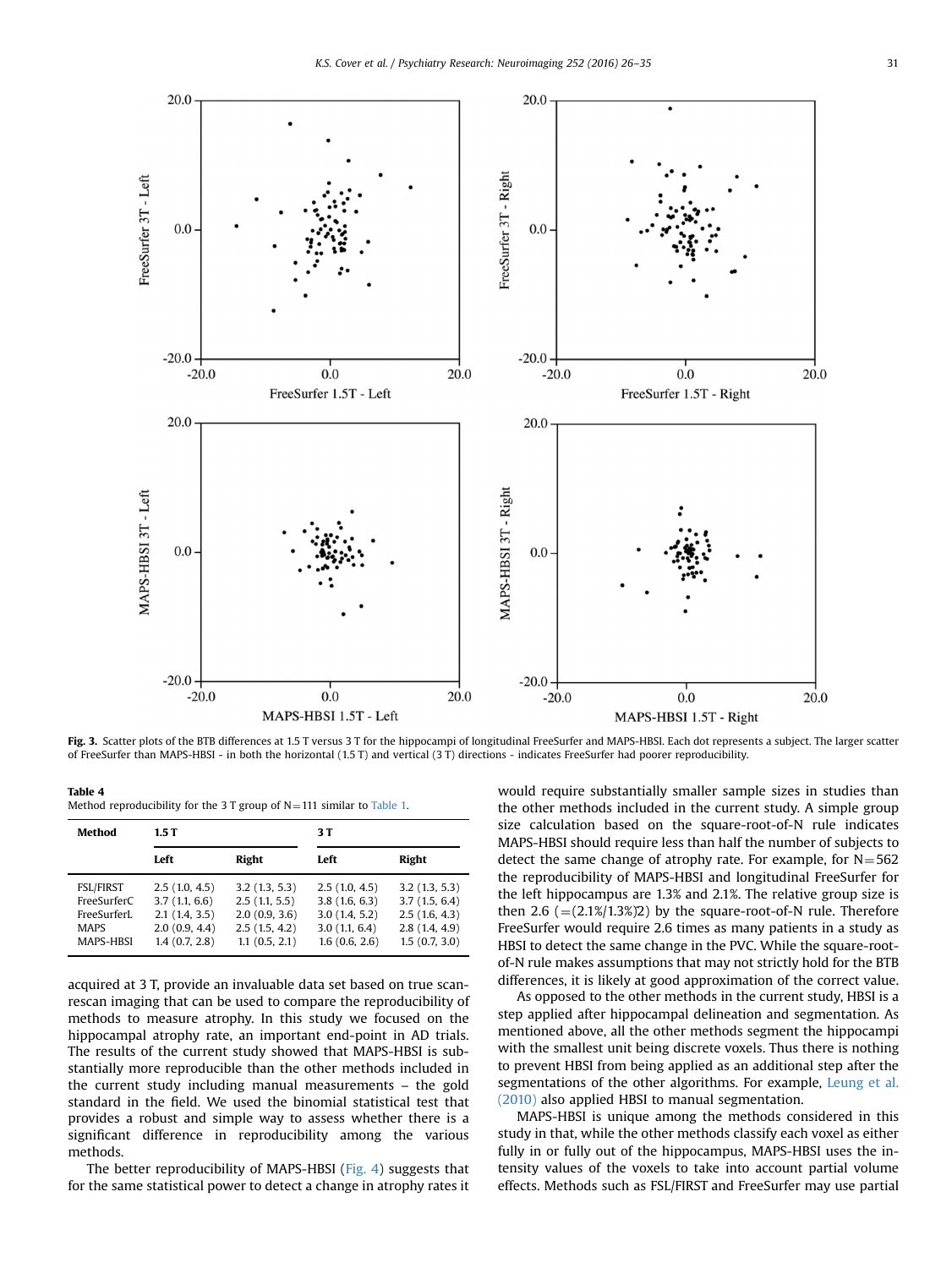**Fig. 3.** Scatter plots of the BTB differences at 1.5 T versus 3 T for the hippocampi of longitudinal FreeSurfer and MAPS-HBSI. Each dot represents a subject. The larger scatter of FreeSurfer than MAPS-HBSI - in both the horizontal (1.5 T) and vertical (3 T) directions - indicates FreeSurfer had poorer reproducibility.

**Table 4**
Method reproducibility for the 3 T group of N = 111 similar to Table 1.

| Method | 1.5 T | | 3 T | |
|---|---|---|---|---|
| | Left | Right | Left | Right |
| FSL/FIRST | 2.5 (1.0, 4.5) | 3.2 (1.3, 5.3) | 2.5 (1.0, 4.5) | 3.2 (1.3, 5.3) |
| FreeSurferC | 3.7 (1.1, 6.6) | 2.5 (1.1, 5.5) | 3.8 (1.6, 6.3) | 3.7 (1.5, 6.4) |
| FreeSurferL | 2.1 (1.4, 3.5) | 2.0 (0.9, 3.6) | 3.0 (1.4, 5.2) | 2.5 (1.6, 4.3) |
| MAPS | 2.0 (0.9, 4.4) | 2.5 (1.5, 4.2) | 3.0 (1.1, 6.4) | 2.8 (1.4, 4.9) |
| MAPS-HBSI | 1.4 (0.7, 2.8) | 1.1 (0.5, 2.1) | 1.6 (0.6, 2.6) | 1.5 (0.7, 3.0) |

acquired at 3 T, provide an invaluable data set based on true scan-rescan imaging that can be used to compare the reproducibility of methods to measure atrophy. In this study we focused on the hippocampal atrophy rate, an important end-point in AD trials. The results of the current study showed that MAPS-HBSI is substantially more reproducible than the other methods included in the current study including manual measurements – the gold standard in the field. We used the binomial statistical test that provides a robust and simple way to assess whether there is a significant difference in reproducibility among the various methods.

The better reproducibility of MAPS-HBSI (Fig. 4) suggests that for the same statistical power to detect a change in atrophy rates it would require substantially smaller sample sizes in studies than the other methods included in the current study. A simple group size calculation based on the square-root-of-N rule indicates MAPS-HBSI should require less than half the number of subjects to detect the same change of atrophy rate. For example, for N = 562 the reproducibility of MAPS-HBSI and longitudinal FreeSurfer for the left hippocampus are 1.3% and 2.1%. The relative group size is then 2.6 (=(2.1%/1.3%)2) by the square-root-of-N rule. Therefore FreeSurfer would require 2.6 times as many patients in a study as HBSI to detect the same change in the PVC. While the square-root-of-N rule makes assumptions that may not strictly hold for the BTB differences, it is likely at good approximation of the correct value.

As opposed to the other methods in the current study, HBSI is a step applied after hippocampal delineation and segmentation. As mentioned above, all the other methods segment the hippocampi with the smallest unit being discrete voxels. Thus there is nothing to prevent HBSI from being applied as an additional step after the segmentations of the other algorithms. For example, Leung et al. (2010) also applied HBSI to manual segmentation.

MAPS-HBSI is unique among the methods considered in this study in that, while the other methods classify each voxel as either fully in or fully out of the hippocampus, MAPS-HBSI uses the intensity values of the voxels to take into account partial volume effects. Methods such as FSL/FIRST and FreeSurfer may use partial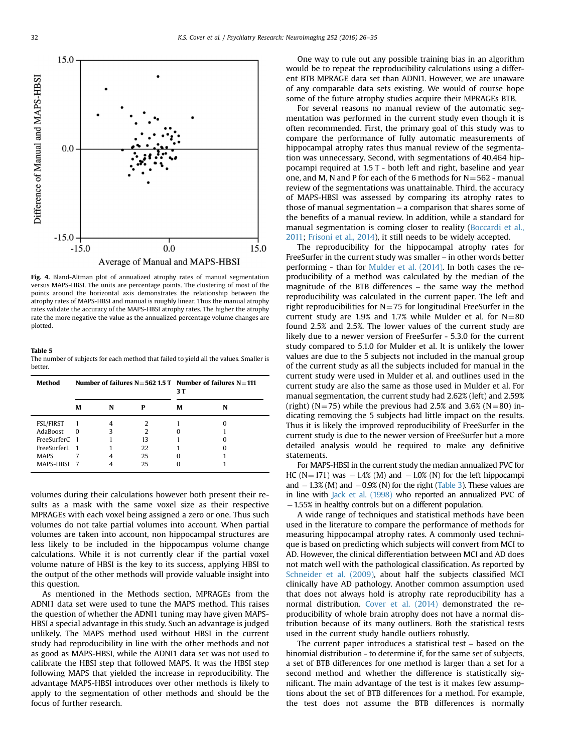Fig. 4. Bland-Altman plot of annualized atrophy rates of manual segmentation versus MAPS-HBSI. The units are percentage points. The clustering of most of the points around the horizontal axis demonstrates the relationship between the atrophy rates of MAPS-HBSI and manual is roughly linear. Thus the manual atrophy rates validate the accuracy of the MAPS-HBSI atrophy rates. The higher the atrophy rate the more negative the value as the annualized percentage volume changes are plotted.

**Table 5**
The number of subjects for each method that failed to yield all the values. Smaller is better.

| Method | Number of failures N=562 1.5 T | | | Number of failures N=111 3 T | |
|---|---|---|---|---|---|
| | M | N | P | M | N |
| FSL/FIRST | 1 | 4 | 2 | 1 | 0 |
| AdaBoost | 0 | 3 | 2 | 0 | 1 |
| FreeSurferC | 1 | 1 | 13 | 1 | 0 |
| FreeSurferL | 1 | 1 | 22 | 1 | 0 |
| MAPS | 7 | 4 | 25 | 0 | 1 |
| MAPS-HBSI | 7 | 4 | 25 | 0 | 1 |

volumes during their calculations however both present their results as a mask with the same voxel size as their respective MPRAGEs with each voxel being assigned a zero or one. Thus such volumes do not take partial volumes into account. When partial volumes are taken into account, non hippocampal structures are less likely to be included in the hippocampus volume change calculations. While it is not currently clear if the partial voxel volume nature of HBSI is the key to its success, applying HBSI to the output of the other methods will provide valuable insight into this question.

As mentioned in the Methods section, MPRAGEs from the ADNI1 data set were used to tune the MAPS method. This raises the question of whether the ADNI1 tuning may have given MAPS-HBSI a special advantage in this study. Such an advantage is judged unlikely. The MAPS method used without HBSI in the current study had reproducibility in line with the other methods and not as good as MAPS-HBSI, while the ADNI1 data set was not used to calibrate the HBSI step that followed MAPS. It was the HBSI step following MAPS that yielded the increase in reproducibility. The advantage MAPS-HBSI introduces over other methods is likely to apply to the segmentation of other methods and should be the focus of further research.

One way to rule out any possible training bias in an algorithm would be to repeat the reproducibility calculations using a different BTB MPRAGE data set than ADNI1. However, we are unaware of any comparable data sets existing. We would of course hope some of the future atrophy studies acquire their MPRAGEs BTB.

For several reasons no manual review of the automatic segmentation was performed in the current study even though it is often recommended. First, the primary goal of this study was to compare the performance of fully automatic measurements of hippocampal atrophy rates thus manual review of the segmentation was unnecessary. Second, with segmentations of 40,464 hippocampi required at 1.5 T - both left and right, baseline and year one, and M, N and P for each of the 6 methods for N=562 - manual review of the segmentations was unattainable. Third, the accuracy of MAPS-HBSI was assessed by comparing its atrophy rates to those of manual segmentation – a comparison that shares some of the benefits of a manual review. In addition, while a standard for manual segmentation is coming closer to reality (Boccardi et al., 2011; Frisoni et al., 2014), it still needs to be widely accepted.

The reproducibility for the hippocampal atrophy rates for FreeSurfer in the current study was smaller – in other words better performing - than for Mulder et al. (2014). In both cases the reproducibility of a method was calculated by the median of the magnitude of the BTB differences – the same way the method reproducibility was calculated in the current paper. The left and right reproducibilities for N=75 for longitudinal FreeSurfer in the current study are 1.9% and 1.7% while Mulder et al. for N=80 found 2.5% and 2.5%. The lower values of the current study are likely due to a newer version of FreeSurfer - 5.3.0 for the current study compared to 5.1.0 for Mulder et al. It is unlikely the lower values are due to the 5 subjects not included in the manual group of the current study as all the subjects included for manual in the current study were used in Mulder et al. and outlines used in the current study are also the same as those used in Mulder et al. For manual segmentation, the current study had 2.62% (left) and 2.59% (right) (N=75) while the previous had 2.5% and 3.6% (N=80) indicating removing the 5 subjects had little impact on the results. Thus it is likely the improved reproducibility of FreeSurfer in the current study is due to the newer version of FreeSurfer but a more detailed analysis would be required to make any definitive statements.

For MAPS-HBSI in the current study the median annualized PVC for HC (N=171) was −1.4% (M) and −1.0% (N) for the left hippocampi and −1.3% (M) and −0.9% (N) for the right (Table 3). These values are in line with Jack et al. (1998) who reported an annualized PVC of −1.55% in healthy controls but on a different population.

A wide range of techniques and statistical methods have been used in the literature to compare the performance of methods for measuring hippocampal atrophy rates. A commonly used technique is based on predicting which subjects will convert from MCI to AD. However, the clinical differentiation between MCI and AD does not match well with the pathological classification. As reported by Schneider et al. (2009), about half the subjects classified MCI clinically have AD pathology. Another common assumption used that does not always hold is atrophy rate reproducibility has a normal distribution. Cover et al. (2014) demonstrated the reproducibility of whole brain atrophy does not have a normal distribution because of its many outliners. Both the statistical tests used in the current study handle outliers robustly.

The current paper introduces a statistical test – based on the binomial distribution - to determine if, for the same set of subjects, a set of BTB differences for one method is larger than a set for a second method and whether the difference is statistically significant. The main advantage of the test is it makes few assumptions about the set of BTB differences for a method. For example, the test does not assume the BTB differences is normally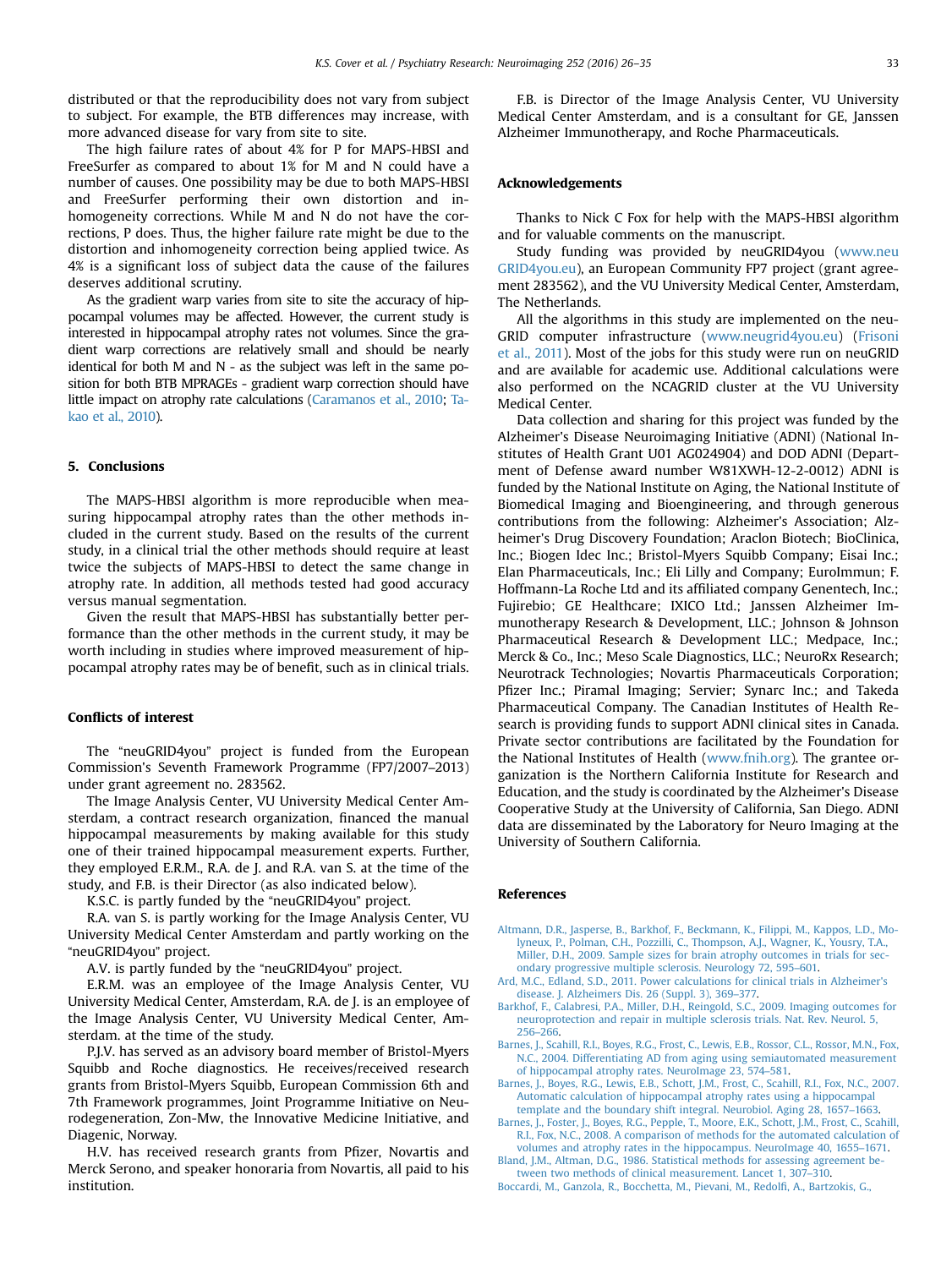distributed or that the reproducibility does not vary from subject to subject. For example, the BTB differences may increase, with more advanced disease for vary from site to site.

The high failure rates of about 4% for P for MAPS-HBSI and FreeSurfer as compared to about 1% for M and N could have a number of causes. One possibility may be due to both MAPS-HBSI and FreeSurfer performing their own distortion and inhomogeneity corrections. While M and N do not have the corrections, P does. Thus, the higher failure rate might be due to the distortion and inhomogeneity correction being applied twice. As 4% is a significant loss of subject data the cause of the failures deserves additional scrutiny.

As the gradient warp varies from site to site the accuracy of hippocampal volumes may be affected. However, the current study is interested in hippocampal atrophy rates not volumes. Since the gradient warp corrections are relatively small and should be nearly identical for both M and N - as the subject was left in the same position for both BTB MPRAGEs - gradient warp correction should have little impact on atrophy rate calculations (Caramanos et al., 2010; Takao et al., 2010).

## 5. Conclusions

The MAPS-HBSI algorithm is more reproducible when measuring hippocampal atrophy rates than the other methods included in the current study. Based on the results of the current study, in a clinical trial the other methods should require at least twice the subjects of MAPS-HBSI to detect the same change in atrophy rate. In addition, all methods tested had good accuracy versus manual segmentation.

Given the result that MAPS-HBSI has substantially better performance than the other methods in the current study, it may be worth including in studies where improved measurement of hippocampal atrophy rates may be of benefit, such as in clinical trials.

## Conflicts of interest

The "neuGRID4you" project is funded from the European Commission's Seventh Framework Programme (FP7/2007–2013) under grant agreement no. 283562.

The Image Analysis Center, VU University Medical Center Amsterdam, a contract research organization, financed the manual hippocampal measurements by making available for this study one of their trained hippocampal measurement experts. Further, they employed E.R.M., R.A. de J. and R.A. van S. at the time of the study, and F.B. is their Director (as also indicated below).

K.S.C. is partly funded by the "neuGRID4you" project.

R.A. van S. is partly working for the Image Analysis Center, VU University Medical Center Amsterdam and partly working on the "neuGRID4you" project.

A.V. is partly funded by the "neuGRID4you" project.

E.R.M. was an employee of the Image Analysis Center, VU University Medical Center, Amsterdam, R.A. de J. is an employee of the Image Analysis Center, VU University Medical Center, Amsterdam. at the time of the study.

P.J.V. has served as an advisory board member of Bristol-Myers Squibb and Roche diagnostics. He receives/received research grants from Bristol-Myers Squibb, European Commission 6th and 7th Framework programmes, Joint Programme Initiative on Neurodegeneration, Zon-Mw, the Innovative Medicine Initiative, and Diagenic, Norway.

H.V. has received research grants from Pfizer, Novartis and Merck Serono, and speaker honoraria from Novartis, all paid to his institution.

F.B. is Director of the Image Analysis Center, VU University Medical Center Amsterdam, and is a consultant for GE, Janssen Alzheimer Immunotherapy, and Roche Pharmaceuticals.

## Acknowledgements

Thanks to Nick C Fox for help with the MAPS-HBSI algorithm and for valuable comments on the manuscript.

Study funding was provided by neuGRID4you (www.neuGRID4you.eu), an European Community FP7 project (grant agreement 283562), and the VU University Medical Center, Amsterdam, The Netherlands.

All the algorithms in this study are implemented on the neuGRID computer infrastructure (www.neugrid4you.eu) (Frisoni et al., 2011). Most of the jobs for this study were run on neuGRID and are available for academic use. Additional calculations were also performed on the NCAGRID cluster at the VU University Medical Center.

Data collection and sharing for this project was funded by the Alzheimer's Disease Neuroimaging Initiative (ADNI) (National Institutes of Health Grant U01 AG024904) and DOD ADNI (Department of Defense award number W81XWH-12-2-0012) ADNI is funded by the National Institute on Aging, the National Institute of Biomedical Imaging and Bioengineering, and through generous contributions from the following: Alzheimer's Association; Alzheimer's Drug Discovery Foundation; Araclon Biotech; BioClinica, Inc.; Biogen Idec Inc.; Bristol-Myers Squibb Company; Eisai Inc.; Elan Pharmaceuticals, Inc.; Eli Lilly and Company; EuroImmun; F. Hoffmann-La Roche Ltd and its affiliated company Genentech, Inc.; Fujirebio; GE Healthcare; IXICO Ltd.; Janssen Alzheimer Immunotherapy Research & Development, LLC.; Johnson & Johnson Pharmaceutical Research & Development LLC.; Medpace, Inc.; Merck & Co., Inc.; Meso Scale Diagnostics, LLC.; NeuroRx Research; Neurotrack Technologies; Novartis Pharmaceuticals Corporation; Pfizer Inc.; Piramal Imaging; Servier; Synarc Inc.; and Takeda Pharmaceutical Company. The Canadian Institutes of Health Research is providing funds to support ADNI clinical sites in Canada. Private sector contributions are facilitated by the Foundation for the National Institutes of Health (www.fnih.org). The grantee organization is the Northern California Institute for Research and Education, and the study is coordinated by the Alzheimer's Disease Cooperative Study at the University of California, San Diego. ADNI data are disseminated by the Laboratory for Neuro Imaging at the University of Southern California.

## References

Altmann, D.R., Jasperse, B., Barkhof, F., Beckmann, K., Filippi, M., Kappos, L.D., Molyneux, P., Polman, C.H., Pozzilli, C., Thompson, A.J., Wagner, K., Yousry, T.A., Miller, D.H., 2009. Sample sizes for brain atrophy outcomes in trials for secondary progressive multiple sclerosis. Neurology 72, 595–601.

Ard, M.C., Edland, S.D., 2011. Power calculations for clinical trials in Alzheimer's disease. J. Alzheimers Dis. 26 (Suppl. 3), 369–377.

Barkhof, F., Calabresi, P.A., Miller, D.H., Reingold, S.C., 2009. Imaging outcomes for neuroprotection and repair in multiple sclerosis trials. Nat. Rev. Neurol. 5, 256–266.

Barnes, J., Scahill, R.I., Boyes, R.G., Frost, C., Lewis, E.B., Rossor, C.L., Rossor, M.N., Fox, N.C., 2004. Differentiating AD from aging using semiautomated measurement of hippocampal atrophy rates. NeuroImage 23, 574–581.

Barnes, J., Boyes, R.G., Lewis, E.B., Schott, J.M., Frost, C., Scahill, R.I., Fox, N.C., 2007. Automatic calculation of hippocampal atrophy rates using a hippocampal template and the boundary shift integral. Neurobiol. Aging 28, 1657–1663.

Barnes, J., Foster, J., Boyes, R.G., Pepple, T., Moore, E.K., Schott, J.M., Frost, C., Scahill, R.I., Fox, N.C., 2008. A comparison of methods for the automated calculation of volumes and atrophy rates in the hippocampus. NeuroImage 40, 1655–1671.

Bland, J.M., Altman, D.G., 1986. Statistical methods for assessing agreement between two methods of clinical measurement. Lancet 1, 307–310.

Boccardi, M., Ganzola, R., Bocchetta, M., Pievani, M., Redolfi, A., Bartzokis, G.,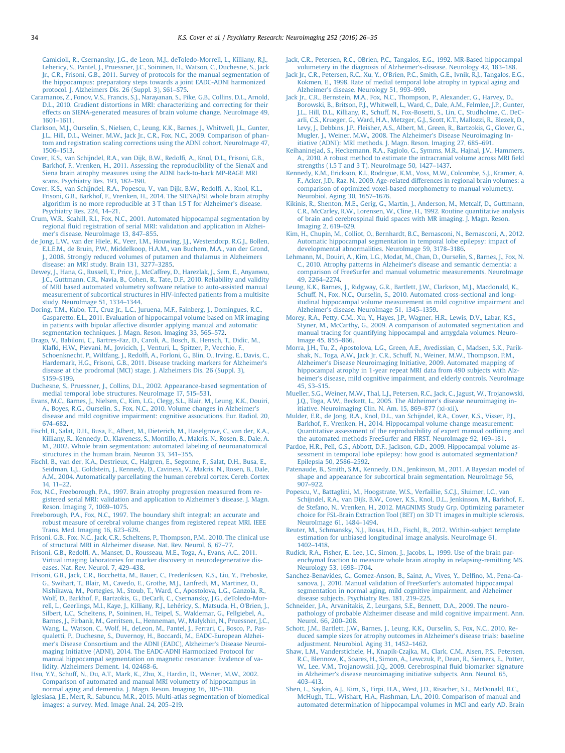Camicioli, R., Csernansky, J.G., de Leon, M.J., deToledo-Morrell, L., Killiany, R.J., Lehericy, S., Pantel, J., Pruessner, J.C., Soininen, H., Watson, C., Duchesne, S., Jack Jr., C.R., Frisoni, G.B., 2011. Survey of protocols for the manual segmentation of the hippocampus: preparatory steps towards a joint EADC-ADNI harmonized protocol. J. Alzheimers Dis. 26 (Suppl. 3), S61–S75.

Caramanos, Z., Fonov, V.S., Francis, S.J., Narayanan, S., Pike, G.B., Collins, D.L., Arnold, D.L., 2010. Gradient distortions in MRI: characterizing and correcting for their effects on SIENA-generated measures of brain volume change. NeuroImage 49, 1601–1611.

Clarkson, M.J., Ourselin, S., Nielsen, C., Leung, K.K., Barnes, J., Whitwell, J.L., Gunter, J.L., Hill, D.L., Weiner, M.W., Jack Jr., C.R., Fox, N.C., 2009. Comparison of phantom and registration scaling corrections using the ADNI cohort. NeuroImage 47, 1506–1513.

Cover, K.S., van Schijndel, R.A., van Dijk, B.W., Redolfi, A., Knol, D.L., Frisoni, G.B., Barkhof, F., Vrenken, H., 2011. Assessing the reproducibility of the SienaX and Siena brain atrophy measures using the ADNI back-to-back MP-RAGE MRI scans. Psychiatry Res. 193, 182–190.

Cover, K.S., van Schijndel, R.A., Popescu, V., van Dijk, B.W., Redolfi, A., Knol, K.L., Frisoni, G.B., Barkhof, F., Vrenken, H., 2014. The SIENA/FSL whole brain atrophy algorithm is no more reproducible at 3 T than 1.5 T for Alzheimer's disease. Psychiatry Res. 224, 14–21.

Crum, W.R., Scahill, R.I., Fox, N.C., 2001. Automated hippocampal segmentation by regional fluid registration of serial MRI: validation and application in Alzheimer's disease. NeuroImage 13, 847–855.

de Jong, L.W., van der Hiele, K., Veer, I.M., Houwing, J.J., Westendorp, R.G.J., Bollen, E.L.E.M., de Bruin, P.W., Middelkoop, H.A.M., van Buchem, M.A., van der Grond, J., 2008. Strongly reduced volumes of putamen and thalamus in Alzheimers disease: an MRI study. Brain 131, 3277–3285.

Dewey, J., Hana, G., Russell, T., Price, J., McCaffrey, D., Harezlak, J., Sem, E., Anyanwu, J.C., Guttmann, C.R., Navia, B., Cohen, R., Tate, D.F., 2010. Reliability and validity of MRI based automated volumetry software relative to auto-assisted manual measurement of subcortical structures in HIV-infected patients from a multisite study. NeuroImage 51, 1334–1344.

Doring, T.M., Kubo, T.T., Cruz Jr., L.C., Juruena, M.F., Fainberg, J., Domingues, R.C., Gasparetto, E.L., 2011. Evaluation of hippocampal volume based on MR imaging in patients with bipolar affective disorder applying manual and automatic segmentation techniques. J. Magn. Reson. Imaging 33, 565–572.

Drago, V., Babiloni, C., Bartres-Faz, D., Caroli, A., Bosch, B., Hensch, T., Didic, M., Klafki, H.W., Pievani, M., Jovicich, J., Venturi, L., Spitzer, P., Vecchio, F., Schoenknecht, P., Wiltfang, J., Redolfi, A., Forloni, G., Blin, O., Irving, E., Davis, C., Hardemark, H.G., Frisoni, G.B., 2011. Disease tracking markers for Alzheimer's disease at the prodromal (MCI) stage. J. Alzheimers Dis. 26 (Suppl. 3), S159–S199.

Duchesne, S., Pruessner, J., Collins, D.L., 2002. Appearance-based segmentation of medial temporal lobe structures. NeuroImage 17, 515–531.

Evans, M.C., Barnes, J., Nielsen, C., Kim, L.G., Clegg, S.L., Blair, M., Leung, K.K., Douiri, A., Boyes, R.G., Ourselin, S., Fox, N.C., 2010. Volume changes in Alzheimer's disease and mild cognitive impairment: cognitive associations. Eur. Radiol. 20, 674–682.

Fischl, B., Salat, D.H., Busa, E., Albert, M., Dieterich, M., Haselgrove, C., van der, K.A., Killiany, R., Kennedy, D., Klaveness, S., Montillo, A., Makris, N., Rosen, B., Dale, A. M., 2002. Whole brain segmentation: automated labeling of neuroanatomical structures in the human brain. Neuron 33, 341–355.

Fischl, B., van der, K.A., Destrieux, C., Halgren, E., Segonne, F., Salat, D.H., Busa, E., Seidman, L.J., Goldstein, J., Kennedy, D., Caviness, V., Makris, N., Rosen, B., Dale, A.M., 2004. Automatically parcellating the human cerebral cortex. Cereb. Cortex 14, 11–22.

Fox, N.C., Freeborough, P.A., 1997. Brain atrophy progression measured from registered serial MRI: validation and application to Alzheimer's disease. J. Magn. Reson. Imaging 7, 1069–1075.

Freeborough, P.A., Fox, N.C., 1997. The boundary shift integral: an accurate and robust measure of cerebral volume changes from registered repeat MRI. IEEE Trans. Med. Imaging 16, 623–629.

Frisoni, G.B., Fox, N.C., Jack, C.R., Scheltens, P., Thompson, P.M., 2010. The clinical use of structural MRI in Alzheimer disease. Nat. Rev. Neurol. 6, 67–77.

Frisoni, G.B., Redolfi, A., Manset, D., Rousseau, M.E., Toga, A., Evans, A.C., 2011. Virtual imaging laboratories for marker discovery in neurodegenerative diseases. Nat. Rev. Neurol. 7, 429–438.

Frisoni, G.B., Jack, C.R., Bocchetta, M., Bauer, C., Frederiksen, K.S., Liu, Y., Preboske, G., Swihart, T., Blair, M., Cavedo, E., Grothe, M.J., Lanfredi, M., Martinez, O., Nishikawa, M., Portegies, M., Stoub, T., Ward, C., Apostolova, L.G., Ganzola, R., Wolf, D., Barkhof, F., Bartzokis, G., DeCarli, C., Csernansky, J.G., deToledo-Morrell, L., Geerlings, M.I., Kaye, J., Killiany, R.J., Lehéricy, S., Matsuda, H., O'Brien, J., Silbert, L.C., Scheltens, P., Soininen, H., Teipel, S., Waldemar, G., Fellgiebel, A., Barnes, J., Firbank, M., Gerritsen, L., Henneman, W., Malykhin, N., Pruessner, J.C., Wang, L., Watson, C., Wolf, H., deLeon, M., Pantel, J., Ferrari, C., Bosco, P., Pasqualetti, P., Duchesne, S., Duvernoy, H., Boccardi, M., EADC-European Alzheimer's Disease Consortium and the ADNI (EADC), Alzheimer's Disease Neuroimaging Initiative (ADNI), 2014. The EADC-ADNI Harmonized Protocol for manual hippocampal segmentation on magnetic resonance: Evidence of validity. Alzheimers Dement. 14, 02468-6.

Hsu, Y.Y., Schuff, N., Du, A.T., Mark, K., Zhu, X., Hardin, D., Weiner, M.W., 2002. Comparison of automated and manual MRI volumetry of hippocampus in normal aging and dementia. J. Magn. Reson. Imaging 16, 305–310.

Iglesiasa, J.E., Mert, R., Sabuncu, M.R., 2015. Multi-atlas segmentation of biomedical images: a survey. Med. Image Anal. 24, 205–219.

Jack, C.R., Petersen, R.C., OBrien, P.C., Tangalos, E.G., 1992. MR-Based hippocampal volumetery in the diagnosis of Alzheimer's-disease. Neurology 42, 183–188.

Jack Jr., C.R., Petersen, R.C., Xu, Y., O'Brien, P.C., Smith, G.E., Ivnik, R.J., Tangalos, E.G., Kokmen, E., 1998. Rate of medial temporal lobe atrophy in typical aging and Alzheimer's disease. Neurology 51, 993–999.

Jack Jr., C.R., Bernstein, M.A., Fox, N.C., Thompson, P., Alexander, G., Harvey, D., Borowski, B., Britson, P.J., Whitwell, L., Ward, C., Dale, A.M., Felmlee, J.P., Gunter, J.L., Hill, D.L., Killiany, R., Schuff, N., Fox-Bosetti, S., Lin, C., Studholme, C., DeCarli, C.S., Krueger, G., Ward, H.A., Metzger, G.J., Scott, K.T., Mallozzi, R., Blezek, D., Levy, J., Debbins, J.P., Fleisher, A.S., Albert, M., Green, R., Bartzokis, G., Glover, G., Mugler, J., Weiner, M.W., 2008. The Alzheimer's Disease Neuroimaging Initiative (ADNI): MRI methods. J. Magn. Reson. Imaging 27, 685–691.

Keihaninejad, S., Heckemann, R.A., Fagiolo, G., Symms, M.R., Hajnal, J.V., Hammers, A., 2010. A robust method to estimate the intracranial volume across MRI field strengths (1.5 T and 3 T). NeuroImage 50, 1427–1437.

Kennedy, K.M., Erickson, K.I., Rodrigue, K.M., Voss, M.W., Colcombe, S.J., Kramer, A. F., Acker, J.D., Raz, N., 2009. Age-related differences in regional brain volumes: a comparison of optimized voxel-based morphometry to manual volumetry. Neurobiol. Aging 30, 1657–1676.

Kikinis, R., Shenton, M.E., Gerig, G., Martin, J., Anderson, M., Metcalf, D., Guttmann, C.R., McCarley, R.W., Lorensen, W., Cline, H., 1992. Routine quantitative analysis of brain and cerebrospinal fluid spaces with MR imaging. J. Magn. Reson. Imaging 2, 619–629.

Kim, H., Chupin, M., Colliot, O., Bernhardt, B.C., Bernasconi, N., Bernasconi, A., 2012. Automatic hippocampal segmentation in temporal lobe epilepsy: impact of developmental abnormalities. NeuroImage 59, 3178–3186.

Lehmann, M., Douiri, A., Kim, L.G., Modat, M., Chan, D., Ourselin, S., Barnes, J., Fox, N. C., 2010. Atrophy patterns in Alzheimer's disease and semantic dementia: a comparison of FreeSurfer and manual volumetric measurements. NeuroImage 49, 2264–2274.

Leung, K.K., Barnes, J., Ridgway, G.R., Bartlett, J.W., Clarkson, M.J., Macdonald, K., Schuff, N., Fox, N.C., Ourselin, S., 2010. Automated cross-sectional and longitudinal hippocampal volume measurement in mild cognitive impairment and Alzheimer's disease. NeuroImage 51, 1345–1359.

Morey, R.A., Petty, C.M., Xu, Y., Hayes, J.P., Wagner, H.R., Lewis, D.V., Labar, K.S., Styner, M., McCarthy, G., 2009. A comparison of automated segmentation and manual tracing for quantifying hippocampal and amygdala volumes. NeuroImage 45, 855–866.

Morra, J.H., Tu, Z., Apostolova, L.G., Green, A.E., Avedissian, C., Madsen, S.K., Parikshak, N., Toga, A.W., Jack Jr, C.R., Schuff, N., Weiner, M.W., Thompson, P.M., Alzheimer's Disease Neuroimaging Initiative, 2009. Automated mapping of hippocampal atrophy in 1-year repeat MRI data from 490 subjects with Alzheimer's disease, mild cognitive impairment, and elderly controls. NeuroImage 45, S3–S15.

Mueller, S.G., Weiner, M.W., Thal, L.J., Petersen, R.C., Jack, C., Jagust, W., Trojanowski, J.Q., Toga, A.W., Beckett, L., 2005. The Alzheimer's disease neuroimaging initiative. Neuroimaging Clin. N. Am. 15, 869–877 (xi-xii).

Mulder, E.R., de Jong, R.A., Knol, D.L., van Schijndel, R.A., Cover, K.S., Visser, P.J., Barkhof, F., Vrenken, H., 2014. Hippocampal volume change measurement: Quantitative assessment of the reproducibility of expert manual outlining and the automated methods FreeSurfer and FIRST. NeuroImage 92, 169–181.

Pardoe, H.R., Pell, G.S., Abbott, D.F., Jackson, G.D., 2009. Hippocampal volume assessment in temporal lobe epilepsy: how good is automated segmentation? Epilepsia 50, 2586–2592.

Patenaude, B., Smith, S.M., Kennedy, D.N., Jenkinson, M., 2011. A Bayesian model of shape and appearance for subcortical brain segmentation. NeuroImage 56, 907–922.

Popescu, V., Battaglini, M., Hoogstrate, W.S., Verfaillie, S.C.J., Sluimer, I.C., van Schijndel, R.A., van Dijk, B.W., Cover, K.S., Knol, D.L., Jenkinson, M., Barkhof, F., de Stefano, N., Vrenken, H., 2012. MAGNIMS Study Grp. Optimizing parameter choice for FSL-Brain Extraction Tool (BET) on 3D T1 images in multiple sclerosis. NeuroImage 61, 1484–1494.

Reuter, M., Schmansky, N.J., Rosas, H.D., Fischl, B., 2012. Within-subject template estimation for unbiased longitudinal image analysis. NeuroImage 61, 1402–1418.

Rudick, R.A., Fisher, E., Lee, J.C., Simon, J., Jacobs, L., 1999. Use of the brain parenchymal fraction to measure whole brain atrophy in relapsing-remitting MS. Neurology 53, 1698–1704.

Sanchez-Benavides, G., Gomez-Anson, B., Sainz, A., Vives, Y., Delfino, M., Pena-Casanova, J., 2010. Manual validation of FreeSurfer's automated hippocampal segmentation in normal aging, mild cognitive impairment, and Alzheimer disease subjects. Psychiatry Res. 181, 219–225.

Schneider, J.A., Arvanitakis, Z., Leurgans, S.E., Bennett, D.A., 2009. The neuropathology of probable Alzheimer disease and mild cognitive impairment. Ann. Neurol. 66, 200–208.

Schott, J.M., Bartlett, J.W., Barnes, J., Leung, K.K., Ourselin, S., Fox, N.C., 2010. Reduced sample sizes for atrophy outcomes in Alzheimer's disease trials: baseline adjustment. Neurobiol. Aging 31, 1452–1462.

Shaw, L.M., Vanderstichele, H., Knapik-Czajka, M., Clark, C.M., Aisen, P.S., Petersen, R.C., Blennow, K., Soares, H., Simon, A., Lewczuk, P., Dean, R., Siemers, E., Potter, W., Lee, V.M., Trojanowski, J.Q., 2009. Cerebrospinal fluid biomarker signature in Alzheimer's disease neuroimaging initiative subjects. Ann. Neurol. 65, 403–413.

Shen, L., Saykin, A.J., Kim, S., Firpi, H.A., West, J.D., Risacher, S.L., McDonald, B.C., McHugh, T.L., Wishart, H.A., Flashman, L.A., 2010. Comparison of manual and automated determination of hippocampal volumes in MCI and early AD. Brain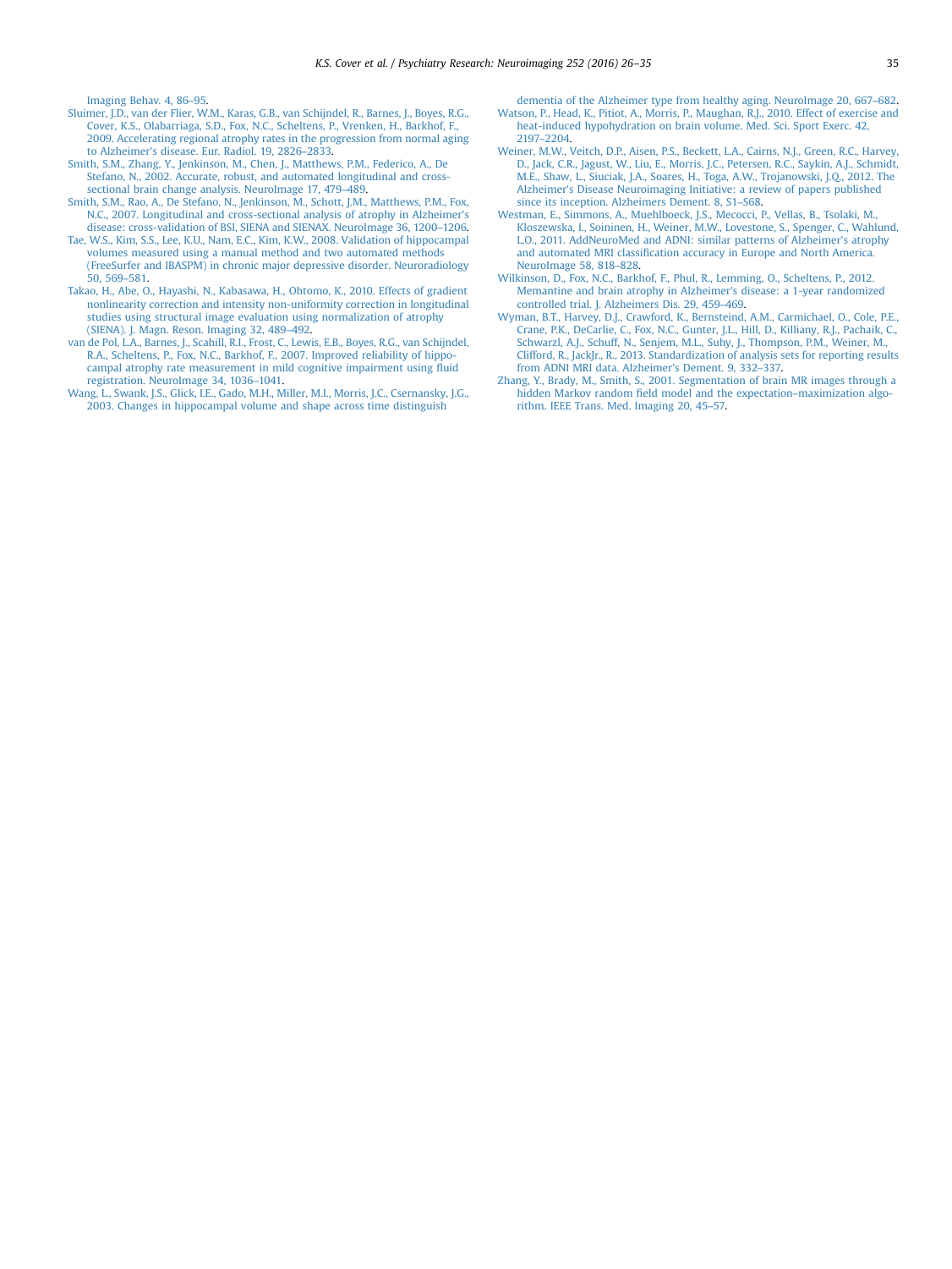Imaging Behav. 4, 86–95.

Sluimer, J.D., van der Flier, W.M., Karas, G.B., van Schijndel, R., Barnes, J., Boyes, R.G., Cover, K.S., Olabarriaga, S.D., Fox, N.C., Scheltens, P., Vrenken, H., Barkhof, F., 2009. Accelerating regional atrophy rates in the progression from normal aging to Alzheimer's disease. Eur. Radiol. 19, 2826–2833.

Smith, S.M., Zhang, Y., Jenkinson, M., Chen, J., Matthews, P.M., Federico, A., De Stefano, N., 2002. Accurate, robust, and automated longitudinal and cross-sectional brain change analysis. NeuroImage 17, 479–489.

Smith, S.M., Rao, A., De Stefano, N., Jenkinson, M., Schott, J.M., Matthews, P.M., Fox, N.C., 2007. Longitudinal and cross-sectional analysis of atrophy in Alzheimer's disease: cross-validation of BSI, SIENA and SIENAX. NeuroImage 36, 1200–1206.

Tae, W.S., Kim, S.S., Lee, K.U., Nam, E.C., Kim, K.W., 2008. Validation of hippocampal volumes measured using a manual method and two automated methods (FreeSurfer and IBASPM) in chronic major depressive disorder. Neuroradiology 50, 569–581.

Takao, H., Abe, O., Hayashi, N., Kabasawa, H., Ohtomo, K., 2010. Effects of gradient nonlinearity correction and intensity non-uniformity correction in longitudinal studies using structural image evaluation using normalization of atrophy (SIENA). J. Magn. Reson. Imaging 32, 489–492.

van de Pol, L.A., Barnes, J., Scahill, R.I., Frost, C., Lewis, E.B., Boyes, R.G., van Schijndel, R.A., Scheltens, P., Fox, N.C., Barkhof, F., 2007. Improved reliability of hippocampal atrophy rate measurement in mild cognitive impairment using fluid registration. NeuroImage 34, 1036–1041.

Wang, L., Swank, J.S., Glick, I.E., Gado, M.H., Miller, M.I., Morris, J.C., Csernansky, J.G., 2003. Changes in hippocampal volume and shape across time distinguish dementia of the Alzheimer type from healthy aging. NeuroImage 20, 667–682.

Watson, P., Head, K., Pitiot, A., Morris, P., Maughan, R.J., 2010. Effect of exercise and heat-induced hypohydration on brain volume. Med. Sci. Sport Exerc. 42, 2197–2204.

Weiner, M.W., Veitch, D.P., Aisen, P.S., Beckett, L.A., Cairns, N.J., Green, R.C., Harvey, D., Jack, C.R., Jagust, W., Liu, E., Morris, J.C., Petersen, R.C., Saykin, A.J., Schmidt, M.E., Shaw, L., Siuciak, J.A., Soares, H., Toga, A.W., Trojanowski, J.Q., 2012. The Alzheimer's Disease Neuroimaging Initiative: a review of papers published since its inception. Alzheimers Dement. 8, S1–S68.

Westman, E., Simmons, A., Muehlboeck, J.S., Mecocci, P., Vellas, B., Tsolaki, M., Kloszewska, I., Soininen, H., Weiner, M.W., Lovestone, S., Spenger, C., Wahlund, L.O., 2011. AddNeuroMed and ADNI: similar patterns of Alzheimer's atrophy and automated MRI classification accuracy in Europe and North America. NeuroImage 58, 818–828.

Wilkinson, D., Fox, N.C., Barkhof, F., Phul, R., Lemming, O., Scheltens, P., 2012. Memantine and brain atrophy in Alzheimer's disease: a 1-year randomized controlled trial. J. Alzheimers Dis. 29, 459–469.

Wyman, B.T., Harvey, D.J., Crawford, K., Bernsteind, A.M., Carmichael, O., Cole, P.E., Crane, P.K., DeCarlie, C., Fox, N.C., Gunter, J.L., Hill, D., Killiany, R.J., Pachaik, C., Schwarzl, A.J., Schuff, N., Senjem, M.L., Suhy, J., Thompson, P.M., Weiner, M., Clifford, R., JackJr., R., 2013. Standardization of analysis sets for reporting results from ADNI MRI data. Alzheimer's Dement. 9, 332–337.

Zhang, Y., Brady, M., Smith, S., 2001. Segmentation of brain MR images through a hidden Markov random field model and the expectation–maximization algorithm. IEEE Trans. Med. Imaging 20, 45–57.